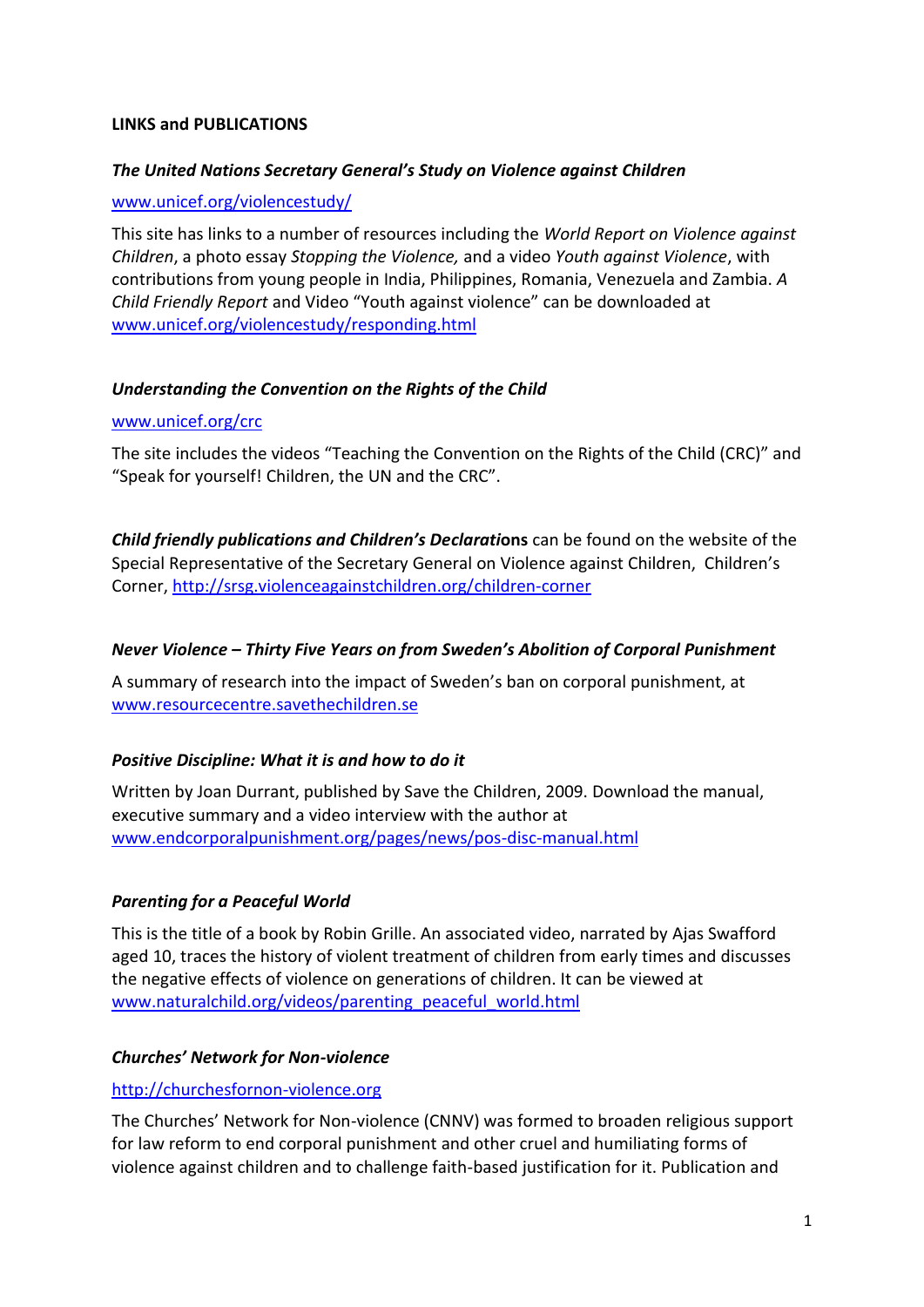**LINKS and PUBLICATIONS**

***The United Nations Secretary General's Study on Violence against Children***

www.unicef.org/violencestudy/

This site has links to a number of resources including the *World Report on Violence against Children*, a photo essay *Stopping the Violence,* and a video *Youth against Violence*, with contributions from young people in India, Philippines, Romania, Venezuela and Zambia. *A Child Friendly Report* and Video "Youth against violence" can be downloaded at www.unicef.org/violencestudy/responding.html

***Understanding the Convention on the Rights of the Child***

www.unicef.org/crc

The site includes the videos "Teaching the Convention on the Rights of the Child (CRC)" and "Speak for yourself! Children, the UN and the CRC".

***Child friendly publications and Children's Declaratio*****ns** can be found on the website of the Special Representative of the Secretary General on Violence against Children, Children's Corner, http://srsg.violenceagainstchildren.org/children-corner

***Never Violence – Thirty Five Years on from Sweden's Abolition of Corporal Punishment***

A summary of research into the impact of Sweden's ban on corporal punishment, at www.resourcecentre.savethechildren.se

***Positive Discipline: What it is and how to do it***

Written by Joan Durrant, published by Save the Children, 2009. Download the manual, executive summary and a video interview with the author at www.endcorporalpunishment.org/pages/news/pos-disc-manual.html

***Parenting for a Peaceful World***

This is the title of a book by Robin Grille. An associated video, narrated by Ajas Swafford aged 10, traces the history of violent treatment of children from early times and discusses the negative effects of violence on generations of children. It can be viewed at www.naturalchild.org/videos/parenting_peaceful_world.html

***Churches' Network for Non-violence***

http://churchesfornon-violence.org

The Churches' Network for Non-violence (CNNV) was formed to broaden religious support for law reform to end corporal punishment and other cruel and humiliating forms of violence against children and to challenge faith-based justification for it. Publication and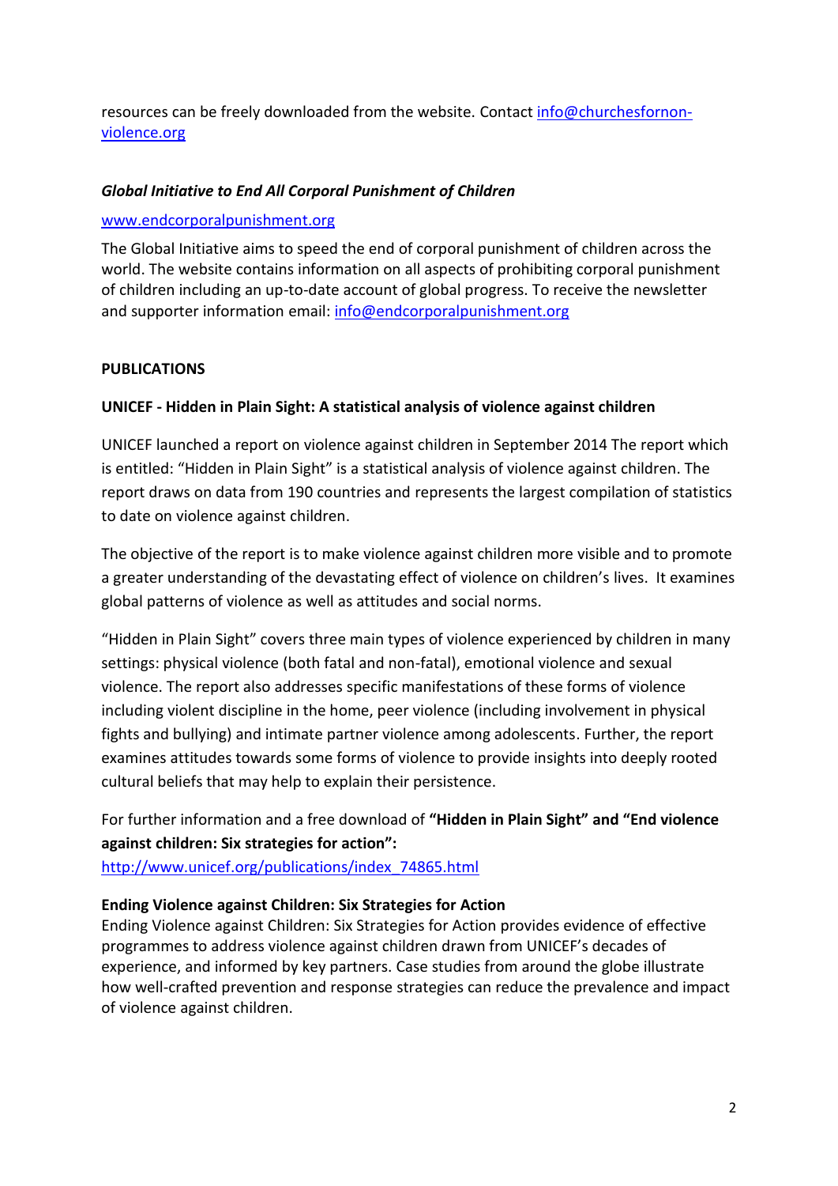resources can be freely downloaded from the website. Contact [info@churchesfornon-violence.org](mailto:info@churchesfornon-violence.org)

### *Global Initiative to End All Corporal Punishment of Children*

[www.endcorporalpunishment.org](http://www.endcorporalpunishment.org)

The Global Initiative aims to speed the end of corporal punishment of children across the world. The website contains information on all aspects of prohibiting corporal punishment of children including an up-to-date account of global progress. To receive the newsletter and supporter information email: [info@endcorporalpunishment.org](mailto:info@endcorporalpunishment.org)

## PUBLICATIONS

### UNICEF - Hidden in Plain Sight: A statistical analysis of violence against children

UNICEF launched a report on violence against children in September 2014 The report which is entitled: "Hidden in Plain Sight" is a statistical analysis of violence against children. The report draws on data from 190 countries and represents the largest compilation of statistics to date on violence against children.

The objective of the report is to make violence against children more visible and to promote a greater understanding of the devastating effect of violence on children's lives. It examines global patterns of violence as well as attitudes and social norms.

"Hidden in Plain Sight" covers three main types of violence experienced by children in many settings: physical violence (both fatal and non-fatal), emotional violence and sexual violence. The report also addresses specific manifestations of these forms of violence including violent discipline in the home, peer violence (including involvement in physical fights and bullying) and intimate partner violence among adolescents. Further, the report examines attitudes towards some forms of violence to provide insights into deeply rooted cultural beliefs that may help to explain their persistence.

For further information and a free download of **"Hidden in Plain Sight" and "End violence against children: Six strategies for action":**
[http://www.unicef.org/publications/index_74865.html](http://www.unicef.org/publications/index_74865.html)

### Ending Violence against Children: Six Strategies for Action

Ending Violence against Children: Six Strategies for Action provides evidence of effective programmes to address violence against children drawn from UNICEF's decades of experience, and informed by key partners. Case studies from around the globe illustrate how well-crafted prevention and response strategies can reduce the prevalence and impact of violence against children.